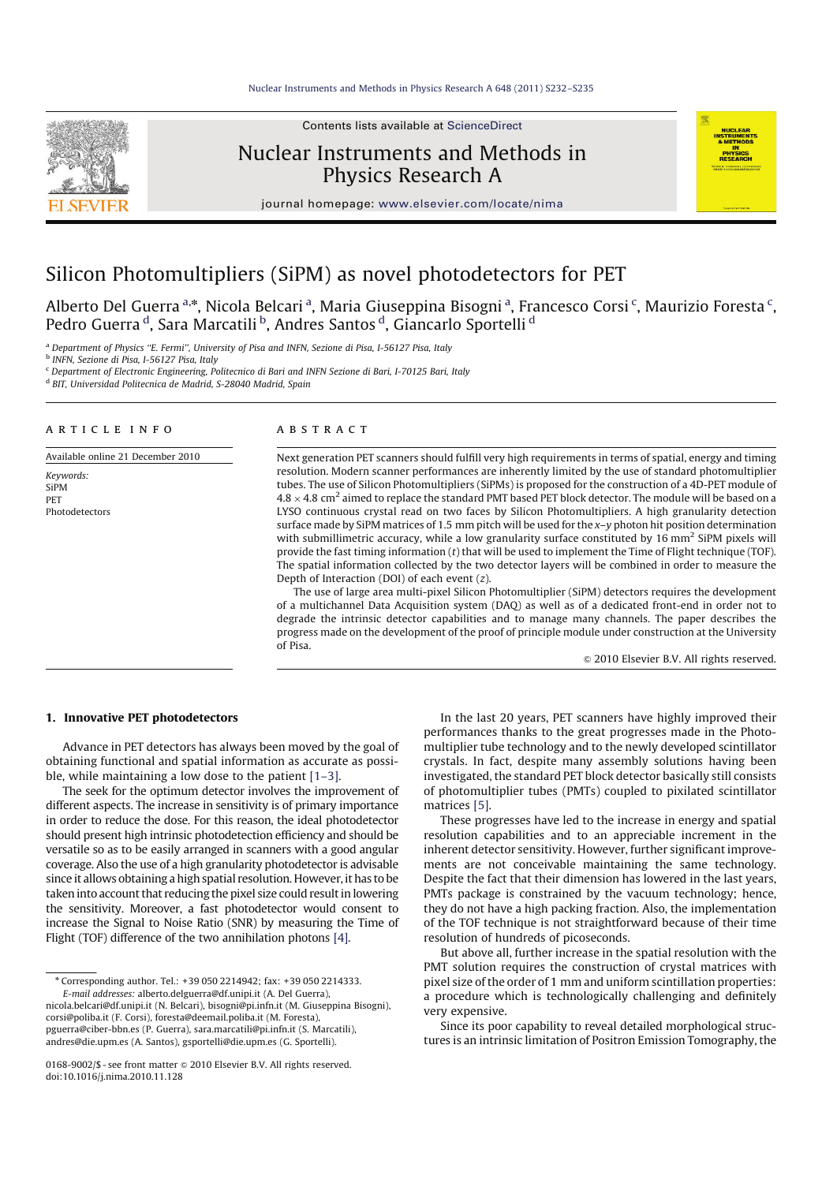# Silicon Photomultipliers (SiPM) as novel photodetectors for PET

Alberto Del Guerra [a,*], Nicola Belcari [a], Maria Giuseppina Bisogni [a], Francesco Corsi [c], Maurizio Foresta [c], Pedro Guerra [d], Sara Marcatili [b], Andres Santos [d], Giancarlo Sportelli [d]

[a] Department of Physics "E. Fermi", University of Pisa and INFN, Sezione di Pisa, I-56127 Pisa, Italy
[b] INFN, Sezione di Pisa, I-56127 Pisa, Italy
[c] Department of Electronic Engineering, Politecnico di Bari and INFN Sezione di Bari, I-70125 Bari, Italy
[d] BIT, Universidad Politecnica de Madrid, S-28040 Madrid, Spain

## ARTICLE INFO

Available online 21 December 2010

*Keywords:*
SiPM
PET
Photodetectors

## ABSTRACT

Next generation PET scanners should fulfill very high requirements in terms of spatial, energy and timing resolution. Modern scanner performances are inherently limited by the use of standard photomultiplier tubes. The use of Silicon Photomultipliers (SiPMs) is proposed for the construction of a 4D-PET module of $4.8 \times 4.8$ cm$^2$ aimed to replace the standard PMT based PET block detector. The module will be based on a LYSO continuous crystal read on two faces by Silicon Photomultipliers. A high granularity detection surface made by SiPM matrices of 1.5 mm pitch will be used for the $x$–$y$ photon hit position determination with submillimetric accuracy, while a low granularity surface constituted by 16 mm$^2$ SiPM pixels will provide the fast timing information ($t$) that will be used to implement the Time of Flight technique (TOF). The spatial information collected by the two detector layers will be combined in order to measure the Depth of Interaction (DOI) of each event ($z$).

The use of large area multi-pixel Silicon Photomultiplier (SiPM) detectors requires the development of a multichannel Data Acquisition system (DAQ) as well as of a dedicated front-end in order not to degrade the intrinsic detector capabilities and to manage many channels. The paper describes the progress made on the development of the proof of principle module under construction at the University of Pisa.

© 2010 Elsevier B.V. All rights reserved.

## 1. Innovative PET photodetectors

Advance in PET detectors has always been moved by the goal of obtaining functional and spatial information as accurate as possible, while maintaining a low dose to the patient [1–3].

The seek for the optimum detector involves the improvement of different aspects. The increase in sensitivity is of primary importance in order to reduce the dose. For this reason, the ideal photodetector should present high intrinsic photodetection efficiency and should be versatile so as to be easily arranged in scanners with a good angular coverage. Also the use of a high granularity photodetector is advisable since it allows obtaining a high spatial resolution. However, it has to be taken into account that reducing the pixel size could result in lowering the sensitivity. Moreover, a fast photodetector would consent to increase the Signal to Noise Ratio (SNR) by measuring the Time of Flight (TOF) difference of the two annihilation photons [4].

In the last 20 years, PET scanners have highly improved their performances thanks to the great progresses made in the Photomultiplier tube technology and to the newly developed scintillator crystals. In fact, despite many assembly solutions having been investigated, the standard PET block detector basically still consists of photomultiplier tubes (PMTs) coupled to pixilated scintillator matrices [5].

These progresses have led to the increase in energy and spatial resolution capabilities and to an appreciable increment in the inherent detector sensitivity. However, further significant improvements are not conceivable maintaining the same technology. Despite the fact that their dimension has lowered in the last years, PMTs package is constrained by the vacuum technology; hence, they do not have a high packing fraction. Also, the implementation of the TOF technique is not straightforward because of their time resolution of hundreds of picoseconds.

But above all, further increase in the spatial resolution with the PMT solution requires the construction of crystal matrices with pixel size of the order of 1 mm and uniform scintillation properties: a procedure which is technologically challenging and definitely very expensive.

Since its poor capability to reveal detailed morphological structures is an intrinsic limitation of Positron Emission Tomography, the

---

\* Corresponding author. Tel.: +39 050 2214942; fax: +39 050 2214333.
*E-mail addresses:* alberto.delguerra@df.unipi.it (A. Del Guerra), nicola.belcari@df.unipi.it (N. Belcari), bisogni@pi.infn.it (M. Giuseppina Bisogni), corsi@poliba.it (F. Corsi), foresta@deemail.poliba.it (M. Foresta), pguerra@ciber-bbn.es (P. Guerra), sara.marcatili@pi.infn.it (S. Marcatili), andres@die.upm.es (A. Santos), gsportelli@die.upm.es (G. Sportelli).

0168-9002/$ - see front matter © 2010 Elsevier B.V. All rights reserved.
doi:10.1016/j.nima.2010.11.128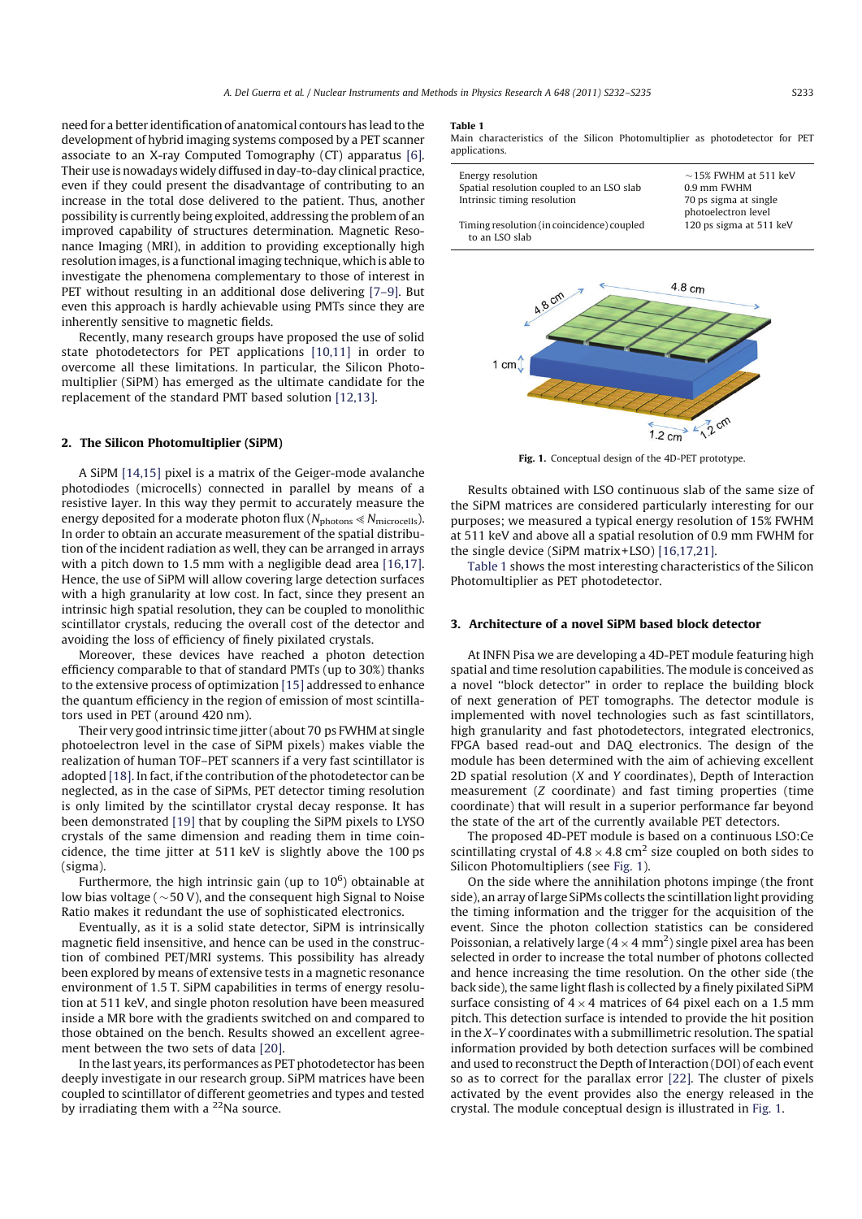need for a better identification of anatomical contours has lead to the development of hybrid imaging systems composed by a PET scanner associate to an X-ray Computed Tomography (CT) apparatus [6]. Their use is nowadays widely diffused in day-to-day clinical practice, even if they could present the disadvantage of contributing to an increase in the total dose delivered to the patient. Thus, another possibility is currently being exploited, addressing the problem of an improved capability of structures determination. Magnetic Resonance Imaging (MRI), in addition to providing exceptionally high resolution images, is a functional imaging technique, which is able to investigate the phenomena complementary to those of interest in PET without resulting in an additional dose delivering [7–9]. But even this approach is hardly achievable using PMTs since they are inherently sensitive to magnetic fields.

Recently, many research groups have proposed the use of solid state photodetectors for PET applications [10,11] in order to overcome all these limitations. In particular, the Silicon Photomultiplier (SiPM) has emerged as the ultimate candidate for the replacement of the standard PMT based solution [12,13].

## 2. The Silicon Photomultiplier (SiPM)

A SiPM [14,15] pixel is a matrix of the Geiger-mode avalanche photodiodes (microcells) connected in parallel by means of a resistive layer. In this way they permit to accurately measure the energy deposited for a moderate photon flux ($N_{\mathrm{photons}} \ll N_{\mathrm{microcells}}$). In order to obtain an accurate measurement of the spatial distribution of the incident radiation as well, they can be arranged in arrays with a pitch down to 1.5 mm with a negligible dead area [16,17]. Hence, the use of SiPM will allow covering large detection surfaces with a high granularity at low cost. In fact, since they present an intrinsic high spatial resolution, they can be coupled to monolithic scintillator crystals, reducing the overall cost of the detector and avoiding the loss of efficiency of finely pixilated crystals.

Moreover, these devices have reached a photon detection efficiency comparable to that of standard PMTs (up to 30%) thanks to the extensive process of optimization [15] addressed to enhance the quantum efficiency in the region of emission of most scintillators used in PET (around 420 nm).

Their very good intrinsic time jitter (about 70 ps FWHM at single photoelectron level in the case of SiPM pixels) makes viable the realization of human TOF–PET scanners if a very fast scintillator is adopted [18]. In fact, if the contribution of the photodetector can be neglected, as in the case of SiPMs, PET detector timing resolution is only limited by the scintillator crystal decay response. It has been demonstrated [19] that by coupling the SiPM pixels to LYSO crystals of the same dimension and reading them in time coincidence, the time jitter at 511 keV is slightly above the 100 ps (sigma).

Furthermore, the high intrinsic gain (up to $10^6$) obtainable at low bias voltage (~50 V), and the consequent high Signal to Noise Ratio makes it redundant the use of sophisticated electronics.

Eventually, as it is a solid state detector, SiPM is intrinsically magnetic field insensitive, and hence can be used in the construction of combined PET/MRI systems. This possibility has already been explored by means of extensive tests in a magnetic resonance environment of 1.5 T. SiPM capabilities in terms of energy resolution at 511 keV, and single photon resolution have been measured inside a MR bore with the gradients switched on and compared to those obtained on the bench. Results showed an excellent agreement between the two sets of data [20].

In the last years, its performances as PET photodetector has been deeply investigate in our research group. SiPM matrices have been coupled to scintillator of different geometries and types and tested by irradiating them with a $^{22}$Na source.

**Table 1**
Main characteristics of the Silicon Photomultiplier as photodetector for PET applications.

| | |
|---|---|
| Energy resolution | ~15% FWHM at 511 keV |
| Spatial resolution coupled to an LSO slab | 0.9 mm FWHM |
| Intrinsic timing resolution | 70 ps sigma at single photoelectron level |
| Timing resolution (in coincidence) coupled to an LSO slab | 120 ps sigma at 511 keV |

**Fig. 1.** Conceptual design of the 4D-PET prototype.

Results obtained with LSO continuous slab of the same size of the SiPM matrices are considered particularly interesting for our purposes; we measured a typical energy resolution of 15% FWHM at 511 keV and above all a spatial resolution of 0.9 mm FWHM for the single device (SiPM matrix+LSO) [16,17,21].

Table 1 shows the most interesting characteristics of the Silicon Photomultiplier as PET photodetector.

## 3. Architecture of a novel SiPM based block detector

At INFN Pisa we are developing a 4D-PET module featuring high spatial and time resolution capabilities. The module is conceived as a novel "block detector" in order to replace the building block of next generation of PET tomographs. The detector module is implemented with novel technologies such as fast scintillators, high granularity and fast photodetectors, integrated electronics, FPGA based read-out and DAQ electronics. The design of the module has been determined with the aim of achieving excellent 2D spatial resolution (*X* and *Y* coordinates), Depth of Interaction measurement (*Z* coordinate) and fast timing properties (time coordinate) that will result in a superior performance far beyond the state of the art of the currently available PET detectors.

The proposed 4D-PET module is based on a continuous LSO:Ce scintillating crystal of $4.8 \times 4.8$ cm$^2$ size coupled on both sides to Silicon Photomultipliers (see Fig. 1).

On the side where the annihilation photons impinge (the front side), an array of large SiPMs collects the scintillation light providing the timing information and the trigger for the acquisition of the event. Since the photon collection statistics can be considered Poissonian, a relatively large ($4 \times 4$ mm$^2$) single pixel area has been selected in order to increase the total number of photons collected and hence increasing the time resolution. On the other side (the back side), the same light flash is collected by a finely pixilated SiPM surface consisting of $4 \times 4$ matrices of 64 pixel each on a 1.5 mm pitch. This detection surface is intended to provide the hit position in the *X*–*Y* coordinates with a submillimetric resolution. The spatial information provided by both detection surfaces will be combined and used to reconstruct the Depth of Interaction (DOI) of each event so as to correct for the parallax error [22]. The cluster of pixels activated by the event provides also the energy released in the crystal. The module conceptual design is illustrated in Fig. 1.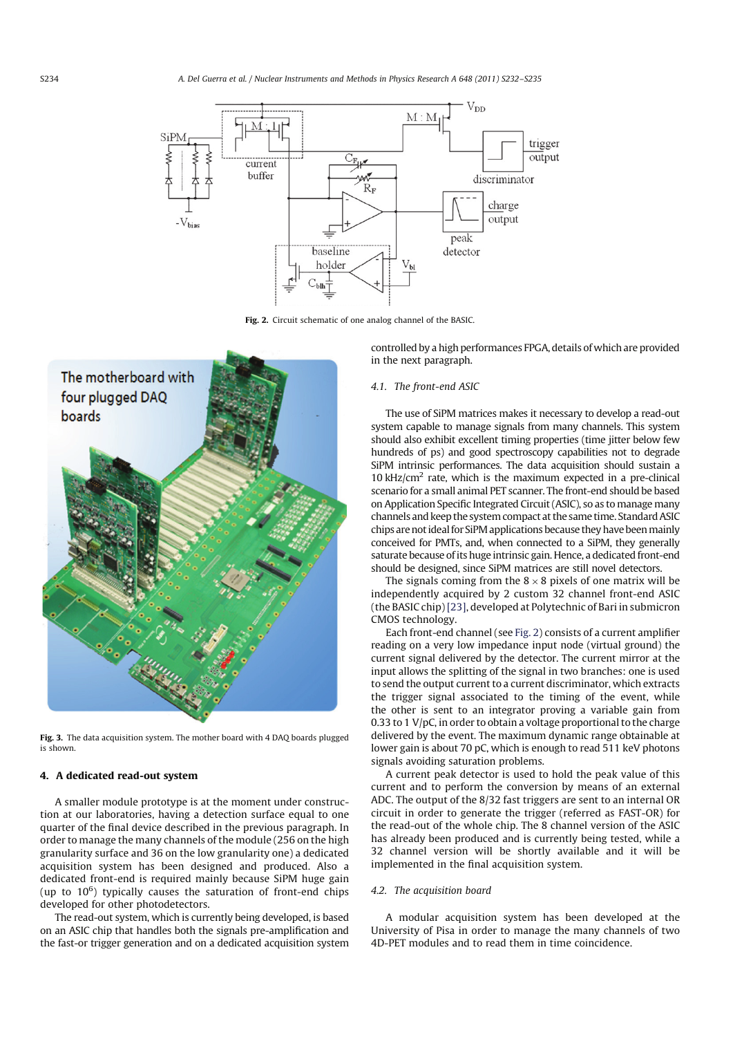Fig. 2. Circuit schematic of one analog channel of the BASIC.

Fig. 3. The data acquisition system. The mother board with 4 DAQ boards plugged is shown.

## 4. A dedicated read-out system

A smaller module prototype is at the moment under construction at our laboratories, having a detection surface equal to one quarter of the final device described in the previous paragraph. In order to manage the many channels of the module (256 on the high granularity surface and 36 on the low granularity one) a dedicated acquisition system has been designed and produced. Also a dedicated front-end is required mainly because SiPM huge gain (up to $10^6$) typically causes the saturation of front-end chips developed for other photodetectors.

The read-out system, which is currently being developed, is based on an ASIC chip that handles both the signals pre-amplification and the fast-or trigger generation and on a dedicated acquisition system controlled by a high performances FPGA, details of which are provided in the next paragraph.

### 4.1. The front-end ASIC

The use of SiPM matrices makes it necessary to develop a read-out system capable to manage signals from many channels. This system should also exhibit excellent timing properties (time jitter below few hundreds of ps) and good spectroscopy capabilities not to degrade SiPM intrinsic performances. The data acquisition should sustain a 10 kHz/cm$^2$ rate, which is the maximum expected in a pre-clinical scenario for a small animal PET scanner. The front-end should be based on Application Specific Integrated Circuit (ASIC), so as to manage many channels and keep the system compact at the same time. Standard ASIC chips are not ideal for SiPM applications because they have been mainly conceived for PMTs, and, when connected to a SiPM, they generally saturate because of its huge intrinsic gain. Hence, a dedicated front-end should be designed, since SiPM matrices are still novel detectors.

The signals coming from the $8\times8$ pixels of one matrix will be independently acquired by 2 custom 32 channel front-end ASIC (the BASIC chip) [23], developed at Polytechnic of Bari in submicron CMOS technology.

Each front-end channel (see Fig. 2) consists of a current amplifier reading on a very low impedance input node (virtual ground) the current signal delivered by the detector. The current mirror at the input allows the splitting of the signal in two branches: one is used to send the output current to a current discriminator, which extracts the trigger signal associated to the timing of the event, while the other is sent to an integrator proving a variable gain from 0.33 to 1 V/pC, in order to obtain a voltage proportional to the charge delivered by the event. The maximum dynamic range obtainable at lower gain is about 70 pC, which is enough to read 511 keV photons signals avoiding saturation problems.

A current peak detector is used to hold the peak value of this current and to perform the conversion by means of an external ADC. The output of the 8/32 fast triggers are sent to an internal OR circuit in order to generate the trigger (referred as FAST-OR) for the read-out of the whole chip. The 8 channel version of the ASIC has already been produced and is currently being tested, while a 32 channel version will be shortly available and it will be implemented in the final acquisition system.

### 4.2. The acquisition board

A modular acquisition system has been developed at the University of Pisa in order to manage the many channels of two 4D-PET modules and to read them in time coincidence.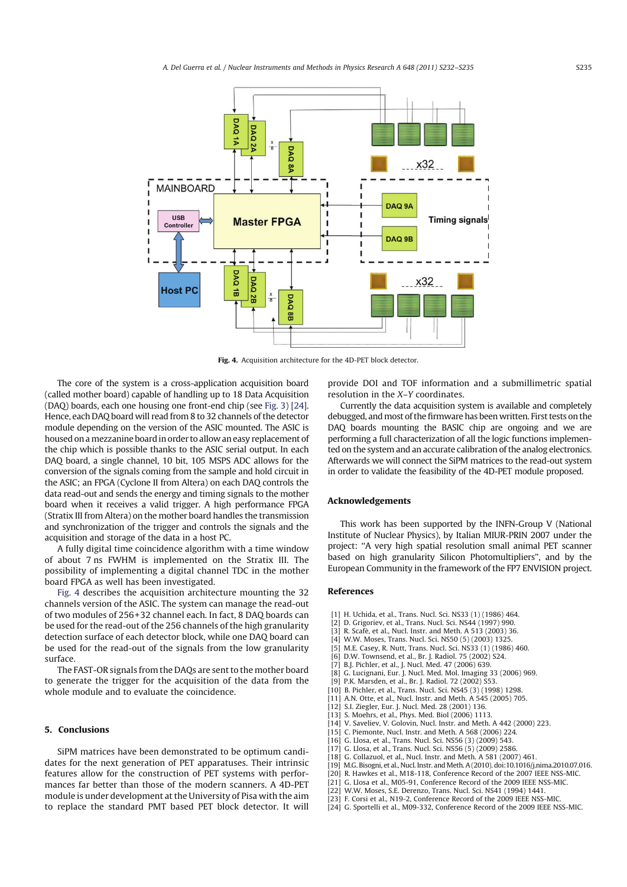MAINBOARD

USB Controller

Master FPGA

Host PC

DAQ 1A

DAQ 2A

DAQ 8A

DAQ 1B

DAQ 2B

DAQ 8B

DAQ 9A

DAQ 9B

Timing signals

x32

x32

Fig. 4. Acquisition architecture for the 4D-PET block detector.

The core of the system is a cross-application acquisition board (called mother board) capable of handling up to 18 Data Acquisition (DAQ) boards, each one housing one front-end chip (see Fig. 3) [24]. Hence, each DAQ board will read from 8 to 32 channels of the detector module depending on the version of the ASIC mounted. The ASIC is housed on a mezzanine board in order to allow an easy replacement of the chip which is possible thanks to the ASIC serial output. In each DAQ board, a single channel, 10 bit, 105 MSPS ADC allows for the conversion of the signals coming from the sample and hold circuit in the ASIC; an FPGA (Cyclone II from Altera) on each DAQ controls the data read-out and sends the energy and timing signals to the mother board when it receives a valid trigger. A high performance FPGA (Stratix III from Altera) on the mother board handles the transmission and synchronization of the trigger and controls the signals and the acquisition and storage of the data in a host PC.

A fully digital time coincidence algorithm with a time window of about 7 ns FWHM is implemented on the Stratix III. The possibility of implementing a digital channel TDC in the mother board FPGA as well has been investigated.

Fig. 4 describes the acquisition architecture mounting the 32 channels version of the ASIC. The system can manage the read-out of two modules of 256+32 channel each. In fact, 8 DAQ boards can be used for the read-out of the 256 channels of the high granularity detection surface of each detector block, while one DAQ board can be used for the read-out of the signals from the low granularity surface.

The FAST-OR signals from the DAQs are sent to the mother board to generate the trigger for the acquisition of the data from the whole module and to evaluate the coincidence.

## 5. Conclusions

SiPM matrices have been demonstrated to be optimum candidates for the next generation of PET apparatuses. Their intrinsic features allow for the construction of PET systems with performances far better than those of the modern scanners. A 4D-PET module is under development at the University of Pisa with the aim to replace the standard PMT based PET block detector. It will provide DOI and TOF information and a submillimetric spatial resolution in the *X–Y* coordinates.

Currently the data acquisition system is available and completely debugged, and most of the firmware has been written. First tests on the DAQ boards mounting the BASIC chip are ongoing and we are performing a full characterization of all the logic functions implemented on the system and an accurate calibration of the analog electronics. Afterwards we will connect the SiPM matrices to the read-out system in order to validate the feasibility of the 4D-PET module proposed.

## Acknowledgements

This work has been supported by the INFN-Group V (National Institute of Nuclear Physics), by Italian MIUR-PRIN 2007 under the project: "A very high spatial resolution small animal PET scanner based on high granularity Silicon Photomultipliers", and by the European Community in the framework of the FP7 ENVISION project.

## References

[1] H. Uchida, et al., Trans. Nucl. Sci. NS33 (1) (1986) 464.
[2] D. Grigoriev, et al., Trans. Nucl. Sci. NS44 (1997) 990.
[3] R. Scafè, et al., Nucl. Instr. and Meth. A 513 (2003) 36.
[4] W.W. Moses, Trans. Nucl. Sci. NS50 (5) (2003) 1325.
[5] M.E. Casey, R. Nutt, Trans. Nucl. Sci. NS33 (1) (1986) 460.
[6] D.W. Townsend, et al., Br. J. Radiol. 75 (2002) S24.
[7] B.J. Pichler, et al., J. Nucl. Med. 47 (2006) 639.
[8] G. Lucignani, Eur. J. Nucl. Med. Mol. Imaging 33 (2006) 969.
[9] P.K. Marsden, et al., Br. J. Radiol. 72 (2002) S53.
[10] B. Pichler, et al., Trans. Nucl. Sci. NS45 (3) (1998) 1298.
[11] A.N. Otte, et al., Nucl. Instr. and Meth. A 545 (2005) 705.
[12] S.I. Ziegler, Eur. J. Nucl. Med. 28 (2001) 136.
[13] S. Moehrs, et al., Phys. Med. Biol (2006) 1113.
[14] V. Saveliev, V. Golovin, Nucl. Instr. and Meth. A 442 (2000) 223.
[15] C. Piemonte, Nucl. Instr. and Meth. A 568 (2006) 224.
[16] G. Llosa, et al., Trans. Nucl. Sci. NS56 (3) (2009) 543.
[17] G. Llosa, et al., Trans. Nucl. Sci. NS56 (5) (2009) 2586.
[18] G. Collazuol, et al., Nucl. Instr. and Meth. A 581 (2007) 461.
[19] M.G. Bisogni, et al., Nucl. Instr. and Meth. A (2010). doi:10.1016/j.nima.2010.07.016.
[20] R. Hawkes et al., M18-118, Conference Record of the 2007 IEEE NSS-MIC.
[21] G. Llosa et al., M05-91, Conference Record of the 2009 IEEE NSS-MIC.
[22] W.W. Moses, S.E. Derenzo, Trans. Nucl. Sci. NS41 (1994) 1441.
[23] F. Corsi et al., N19-2, Conference Record of the 2009 IEEE NSS-MIC.
[24] G. Sportelli et al., M09-332, Conference Record of the 2009 IEEE NSS-MIC.